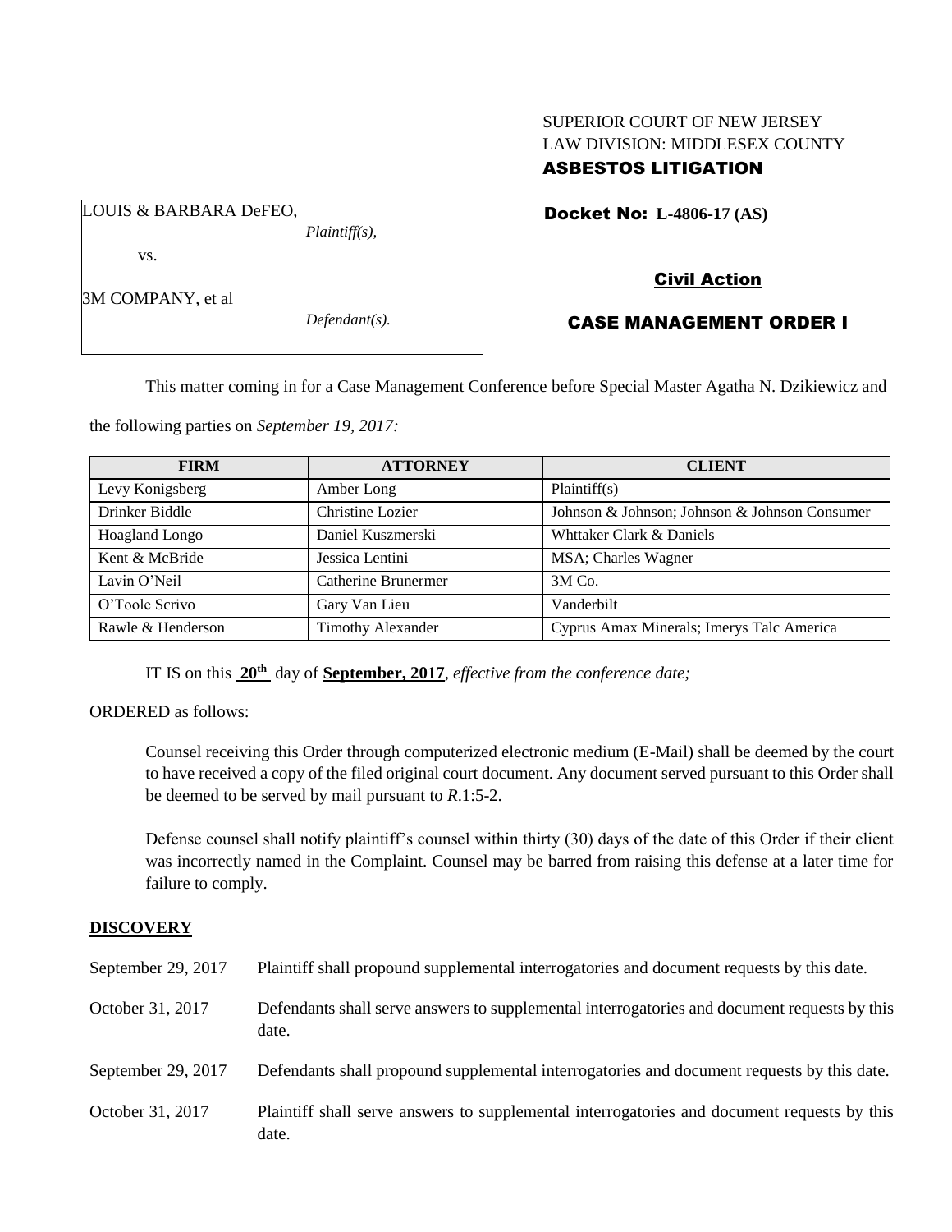SUPERIOR COURT OF NEW JERSEY
LAW DIVISION: MIDDLESEX COUNTY
**ASBESTOS LITIGATION**

LOUIS & BARBARA DeFEO,
*Plaintiff(s),*

vs.

3M COMPANY, et al
*Defendant(s).*

**Docket No: L-4806-17 (AS)**

**Civil Action**

**CASE MANAGEMENT ORDER I**

This matter coming in for a Case Management Conference before Special Master Agatha N. Dzikiewicz and the following parties on *September 19, 2017:*

| FIRM | ATTORNEY | CLIENT |
|---|---|---|
| Levy Konigsberg | Amber Long | Plaintiff(s) |
| Drinker Biddle | Christine Lozier | Johnson & Johnson; Johnson & Johnson Consumer |
| Hoagland Longo | Daniel Kuszmerski | Whttaker Clark & Daniels |
| Kent & McBride | Jessica Lentini | MSA; Charles Wagner |
| Lavin O'Neil | Catherine Brunermer | 3M Co. |
| O'Toole Scrivo | Gary Van Lieu | Vanderbilt |
| Rawle & Henderson | Timothy Alexander | Cyprus Amax Minerals; Imerys Talc America |

IT IS on this **20th** day of **September, 2017**, *effective from the conference date;*

ORDERED as follows:

Counsel receiving this Order through computerized electronic medium (E-Mail) shall be deemed by the court to have received a copy of the filed original court document. Any document served pursuant to this Order shall be deemed to be served by mail pursuant to *R*.1:5-2.

Defense counsel shall notify plaintiff's counsel within thirty (30) days of the date of this Order if their client was incorrectly named in the Complaint. Counsel may be barred from raising this defense at a later time for failure to comply.

## DISCOVERY

| | |
|---|---|
| September 29, 2017 | Plaintiff shall propound supplemental interrogatories and document requests by this date. |
| October 31, 2017 | Defendants shall serve answers to supplemental interrogatories and document requests by this date. |
| September 29, 2017 | Defendants shall propound supplemental interrogatories and document requests by this date. |
| October 31, 2017 | Plaintiff shall serve answers to supplemental interrogatories and document requests by this date. |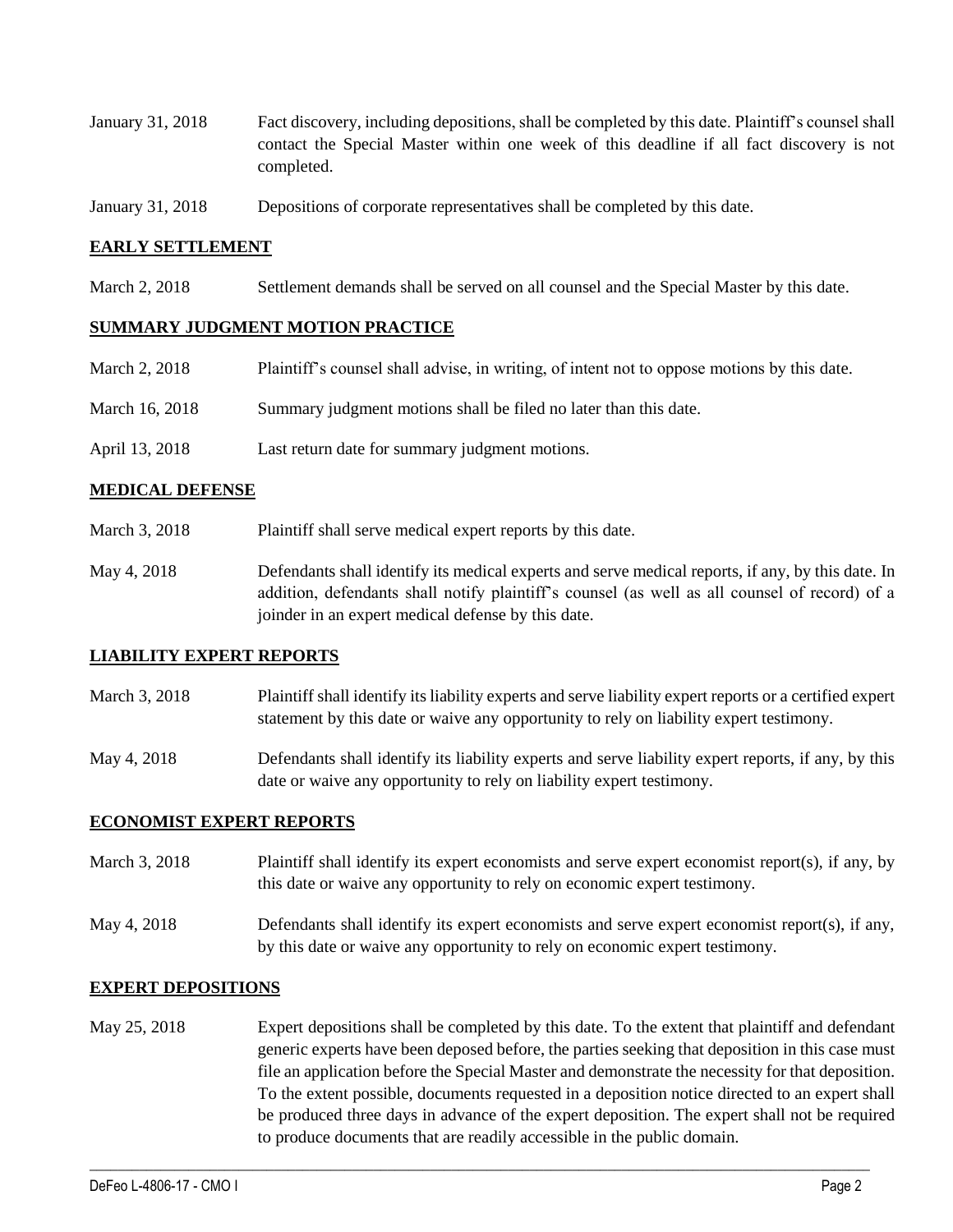| | |
|---|---|
| January 31, 2018 | Fact discovery, including depositions, shall be completed by this date. Plaintiff's counsel shall contact the Special Master within one week of this deadline if all fact discovery is not completed. |
| January 31, 2018 | Depositions of corporate representatives shall be completed by this date. |

## **EARLY SETTLEMENT**

| | |
|---|---|
| March 2, 2018 | Settlement demands shall be served on all counsel and the Special Master by this date. |

## **SUMMARY JUDGMENT MOTION PRACTICE**

| | |
|---|---|
| March 2, 2018 | Plaintiff's counsel shall advise, in writing, of intent not to oppose motions by this date. |
| March 16, 2018 | Summary judgment motions shall be filed no later than this date. |
| April 13, 2018 | Last return date for summary judgment motions. |

## **MEDICAL DEFENSE**

| | |
|---|---|
| March 3, 2018 | Plaintiff shall serve medical expert reports by this date. |
| May 4, 2018 | Defendants shall identify its medical experts and serve medical reports, if any, by this date. In addition, defendants shall notify plaintiff's counsel (as well as all counsel of record) of a joinder in an expert medical defense by this date. |

## **LIABILITY EXPERT REPORTS**

| | |
|---|---|
| March 3, 2018 | Plaintiff shall identify its liability experts and serve liability expert reports or a certified expert statement by this date or waive any opportunity to rely on liability expert testimony. |
| May 4, 2018 | Defendants shall identify its liability experts and serve liability expert reports, if any, by this date or waive any opportunity to rely on liability expert testimony. |

## **ECONOMIST EXPERT REPORTS**

| | |
|---|---|
| March 3, 2018 | Plaintiff shall identify its expert economists and serve expert economist report(s), if any, by this date or waive any opportunity to rely on economic expert testimony. |
| May 4, 2018 | Defendants shall identify its expert economists and serve expert economist report(s), if any, by this date or waive any opportunity to rely on economic expert testimony. |

## **EXPERT DEPOSITIONS**

| | |
|---|---|
| May 25, 2018 | Expert depositions shall be completed by this date. To the extent that plaintiff and defendant generic experts have been deposed before, the parties seeking that deposition in this case must file an application before the Special Master and demonstrate the necessity for that deposition. To the extent possible, documents requested in a deposition notice directed to an expert shall be produced three days in advance of the expert deposition. The expert shall not be required to produce documents that are readily accessible in the public domain. |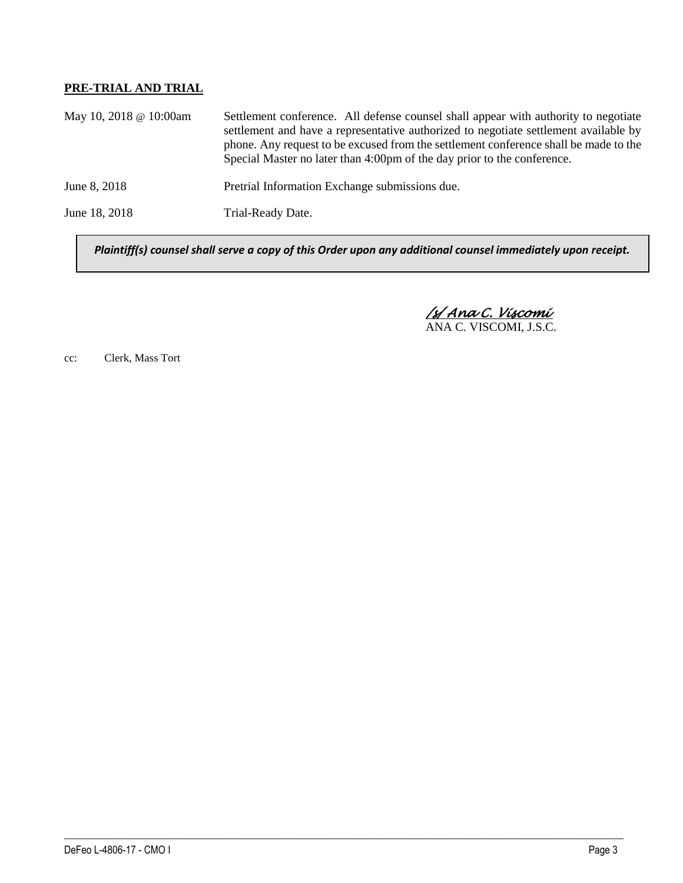**PRE-TRIAL AND TRIAL**

| | |
|---|---|
| May 10, 2018 @ 10:00am | Settlement conference. All defense counsel shall appear with authority to negotiate settlement and have a representative authorized to negotiate settlement available by phone. Any request to be excused from the settlement conference shall be made to the Special Master no later than 4:00pm of the day prior to the conference. |
| June 8, 2018 | Pretrial Information Exchange submissions due. |
| June 18, 2018 | Trial-Ready Date. |

***Plaintiff(s) counsel shall serve a copy of this Order upon any additional counsel immediately upon receipt.***

/s/ Ana C. Viscomi
ANA C. VISCOMI, J.S.C.

cc: Clerk, Mass Tort